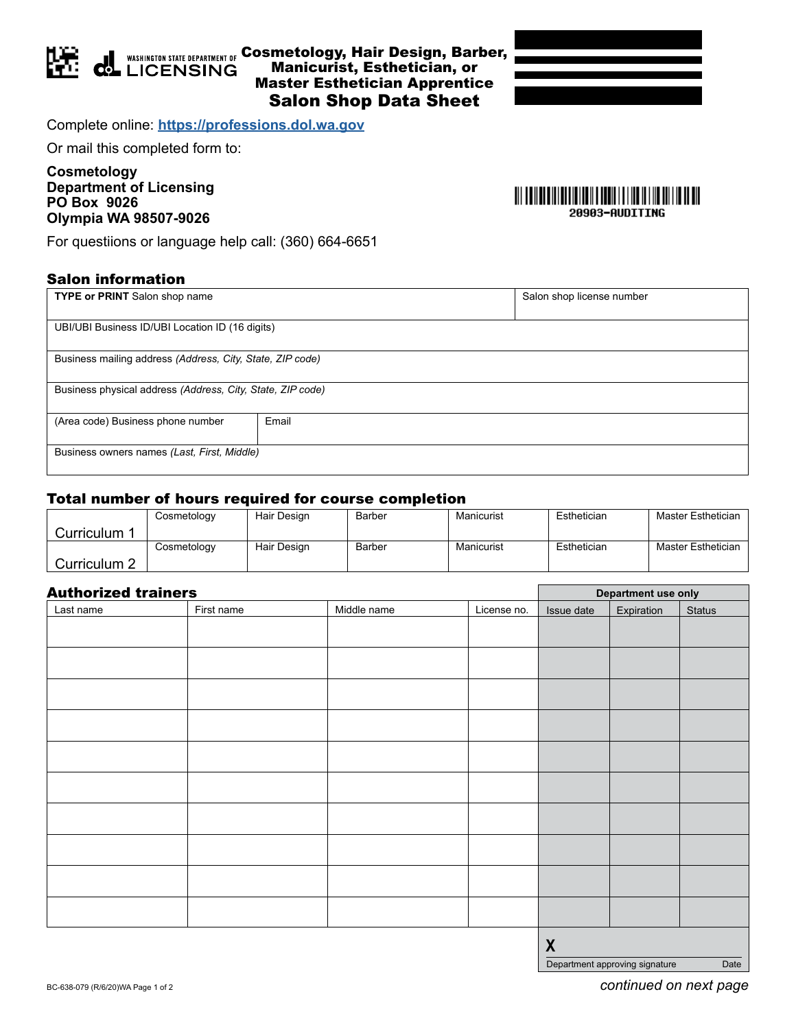# Cosmetology, Hair Design, Barber, Manicurist, Esthetician, or Master Esthetician Apprentice
## Salon Shop Data Sheet

WASHINGTON STATE DEPARTMENT OF LICENSING

Complete online: **https://professions.dol.wa.gov**

Or mail this completed form to:

**Cosmetology**
**Department of Licensing**
**PO Box 9026**
**Olympia WA 98507-9026**

20903-AUDITING

For questiions or language help call: (360) 664-6651

### Salon information

| **TYPE or PRINT** Salon shop name | Salon shop license number |
|---|---|
| UBI/UBI Business ID/UBI Location ID (16 digits) | |
| Business mailing address *(Address, City, State, ZIP code)* | |
| Business physical address *(Address, City, State, ZIP code)* | |
| (Area code) Business phone number | Email |
| Business owners names *(Last, First, Middle)* | |

### Total number of hours required for course completion

| | | | | | | |
|---|---|---|---|---|---|---|
| Curriculum 1 | Cosmetology | Hair Design | Barber | Manicurist | Esthetician | Master Esthetician |
| Curriculum 2 | Cosmetology | Hair Design | Barber | Manicurist | Esthetician | Master Esthetician |

### Authorized trainers

| | | | | Department use only | | |
|---|---|---|---|---|---|---|
| Last name | First name | Middle name | License no. | Issue date | Expiration | Status |
| | | | | | | |
| | | | | | | |
| | | | | | | |
| | | | | | | |
| | | | | | | |
| | | | | | | |
| | | | | | | |
| | | | | | | |
| | | | | | | |
| | | | | | | |

X
Department approving signature Date

BC-638-079 (R/6/20)WA

*continued on next page*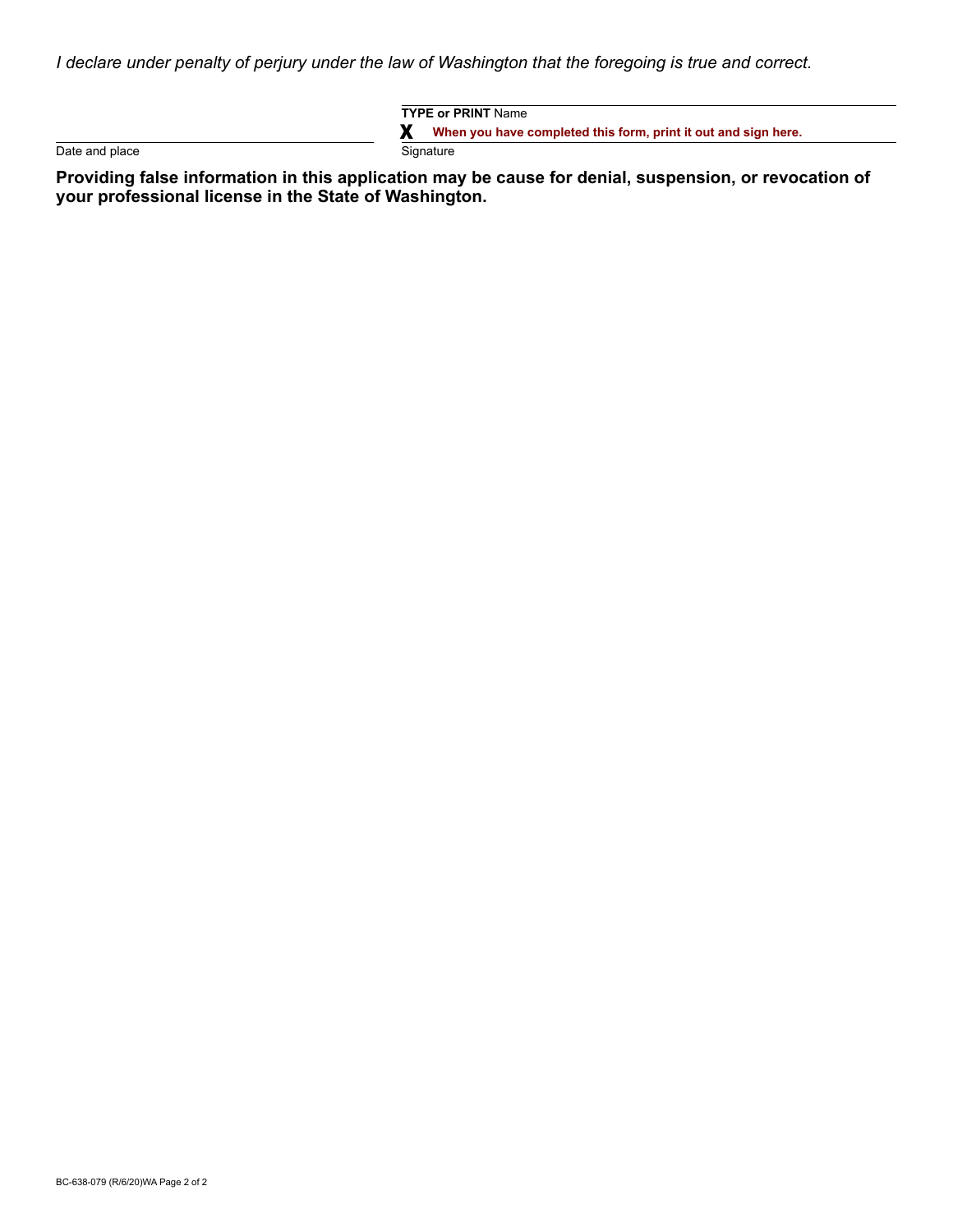*I declare under penalty of perjury under the law of Washington that the foregoing is true and correct.*

**TYPE or PRINT** Name

**X** **When you have completed this form, print it out and sign here.**

Date and place

Signature

**Providing false information in this application may be cause for denial, suspension, or revocation of your professional license in the State of Washington.**

BC-638-079 (R/6/20)WA